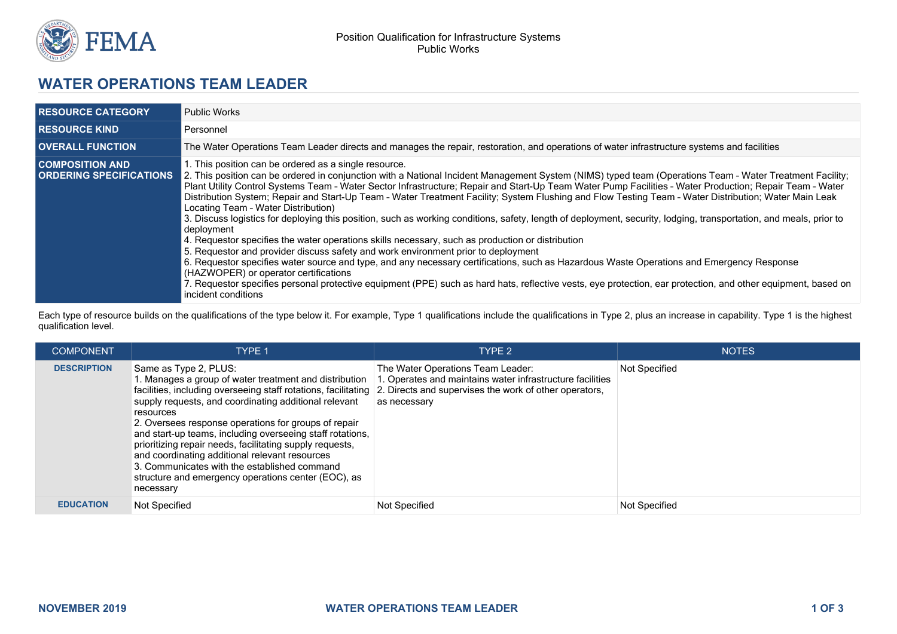Position Qualification for Infrastructure Systems
Public Works

# WATER OPERATIONS TEAM LEADER

| | |
|---|---|
| **RESOURCE CATEGORY** | Public Works |
| **RESOURCE KIND** | Personnel |
| **OVERALL FUNCTION** | The Water Operations Team Leader directs and manages the repair, restoration, and operations of water infrastructure systems and facilities |
| **COMPOSITION AND ORDERING SPECIFICATIONS** | 1. This position can be ordered as a single resource.<br>2. This position can be ordered in conjunction with a National Incident Management System (NIMS) typed team (Operations Team – Water Treatment Facility; Plant Utility Control Systems Team – Water Sector Infrastructure; Repair and Start-Up Team Water Pump Facilities – Water Production; Repair Team – Water Distribution System; Repair and Start-Up Team – Water Treatment Facility; System Flushing and Flow Testing Team – Water Distribution; Water Main Leak Locating Team – Water Distribution)<br>3. Discuss logistics for deploying this position, such as working conditions, safety, length of deployment, security, lodging, transportation, and meals, prior to deployment<br>4. Requestor specifies the water operations skills necessary, such as production or distribution<br>5. Requestor and provider discuss safety and work environment prior to deployment<br>6. Requestor specifies water source and type, and any necessary certifications, such as Hazardous Waste Operations and Emergency Response (HAZWOPER) or operator certifications<br>7. Requestor specifies personal protective equipment (PPE) such as hard hats, reflective vests, eye protection, ear protection, and other equipment, based on incident conditions |

Each type of resource builds on the qualifications of the type below it. For example, Type 1 qualifications include the qualifications in Type 2, plus an increase in capability. Type 1 is the highest qualification level.

| COMPONENT | TYPE 1 | TYPE 2 | NOTES |
|---|---|---|---|
| **DESCRIPTION** | Same as Type 2, PLUS:<br>1. Manages a group of water treatment and distribution facilities, including overseeing staff rotations, facilitating supply requests, and coordinating additional relevant resources<br>2. Oversees response operations for groups of repair and start-up teams, including overseeing staff rotations, prioritizing repair needs, facilitating supply requests, and coordinating additional relevant resources<br>3. Communicates with the established command structure and emergency operations center (EOC), as necessary | The Water Operations Team Leader:<br>1. Operates and maintains water infrastructure facilities<br>2. Directs and supervises the work of other operators, as necessary | Not Specified |
| **EDUCATION** | Not Specified | Not Specified | Not Specified |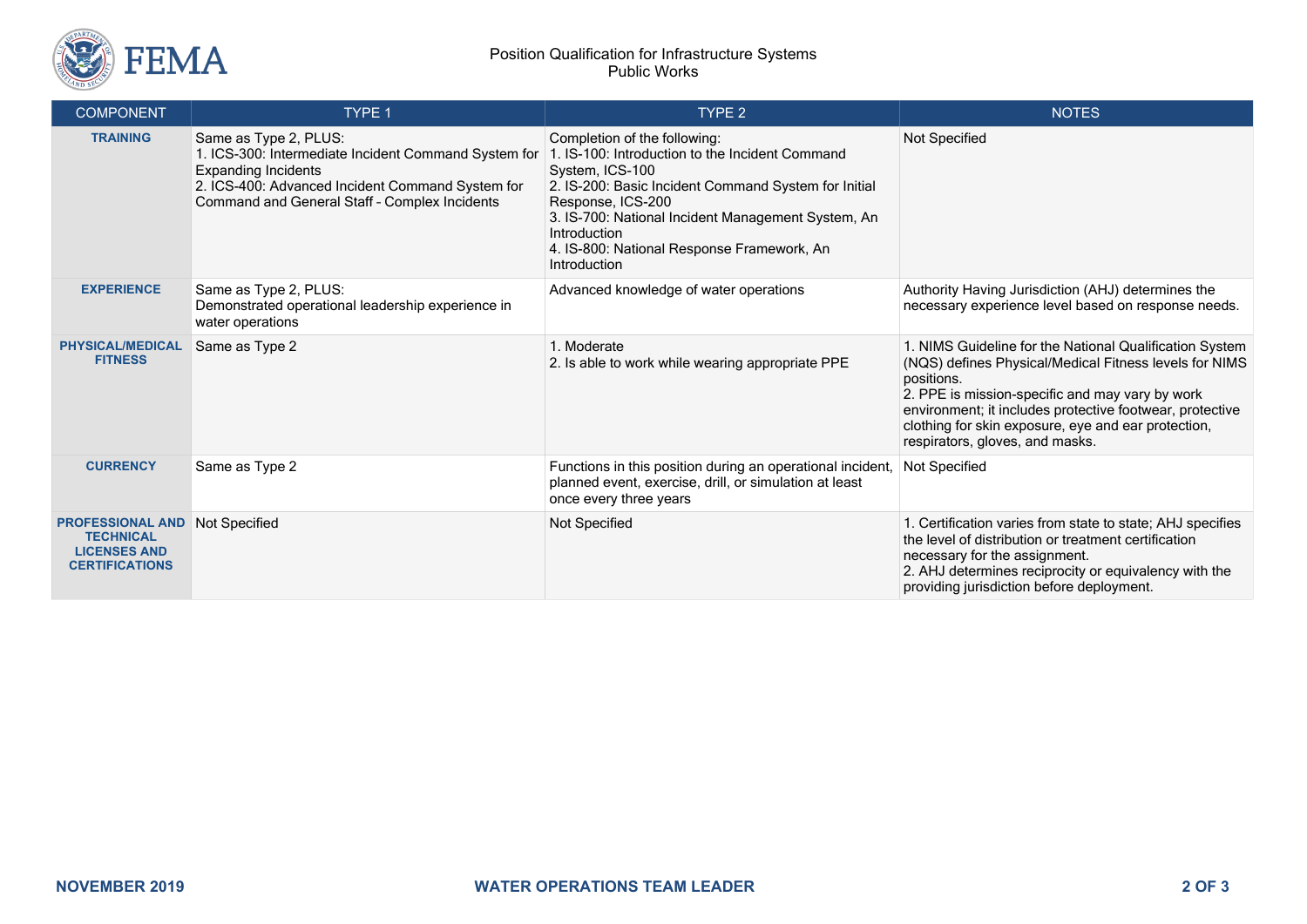Position Qualification for Infrastructure Systems
Public Works

| COMPONENT | TYPE 1 | TYPE 2 | NOTES |
|---|---|---|---|
| **TRAINING** | Same as Type 2, PLUS:<br>1. ICS-300: Intermediate Incident Command System for Expanding Incidents<br>2. ICS-400: Advanced Incident Command System for Command and General Staff - Complex Incidents | Completion of the following:<br>1. IS-100: Introduction to the Incident Command System, ICS-100<br>2. IS-200: Basic Incident Command System for Initial Response, ICS-200<br>3. IS-700: National Incident Management System, An Introduction<br>4. IS-800: National Response Framework, An Introduction | Not Specified |
| **EXPERIENCE** | Same as Type 2, PLUS:<br>Demonstrated operational leadership experience in water operations | Advanced knowledge of water operations | Authority Having Jurisdiction (AHJ) determines the necessary experience level based on response needs. |
| **PHYSICAL/MEDICAL FITNESS** | Same as Type 2 | 1. Moderate<br>2. Is able to work while wearing appropriate PPE | 1. NIMS Guideline for the National Qualification System (NQS) defines Physical/Medical Fitness levels for NIMS positions.<br>2. PPE is mission-specific and may vary by work environment; it includes protective footwear, protective clothing for skin exposure, eye and ear protection, respirators, gloves, and masks. |
| **CURRENCY** | Same as Type 2 | Functions in this position during an operational incident, planned event, exercise, drill, or simulation at least once every three years | Not Specified |
| **PROFESSIONAL AND TECHNICAL LICENSES AND CERTIFICATIONS** | Not Specified | Not Specified | 1. Certification varies from state to state; AHJ specifies the level of distribution or treatment certification necessary for the assignment.<br>2. AHJ determines reciprocity or equivalency with the providing jurisdiction before deployment. |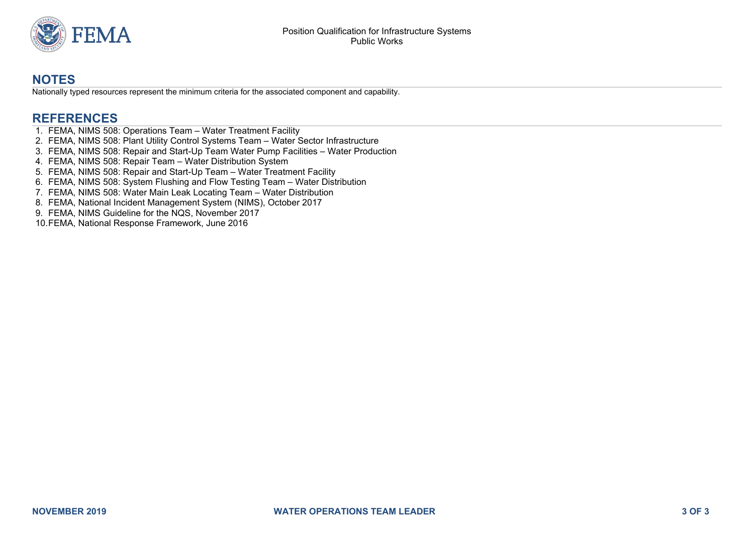## NOTES

Nationally typed resources represent the minimum criteria for the associated component and capability.

## REFERENCES

1. FEMA, NIMS 508: Operations Team – Water Treatment Facility
2. FEMA, NIMS 508: Plant Utility Control Systems Team – Water Sector Infrastructure
3. FEMA, NIMS 508: Repair and Start-Up Team Water Pump Facilities – Water Production
4. FEMA, NIMS 508: Repair Team – Water Distribution System
5. FEMA, NIMS 508: Repair and Start-Up Team – Water Treatment Facility
6. FEMA, NIMS 508: System Flushing and Flow Testing Team – Water Distribution
7. FEMA, NIMS 508: Water Main Leak Locating Team – Water Distribution
8. FEMA, National Incident Management System (NIMS), October 2017
9. FEMA, NIMS Guideline for the NQS, November 2017
10. FEMA, National Response Framework, June 2016